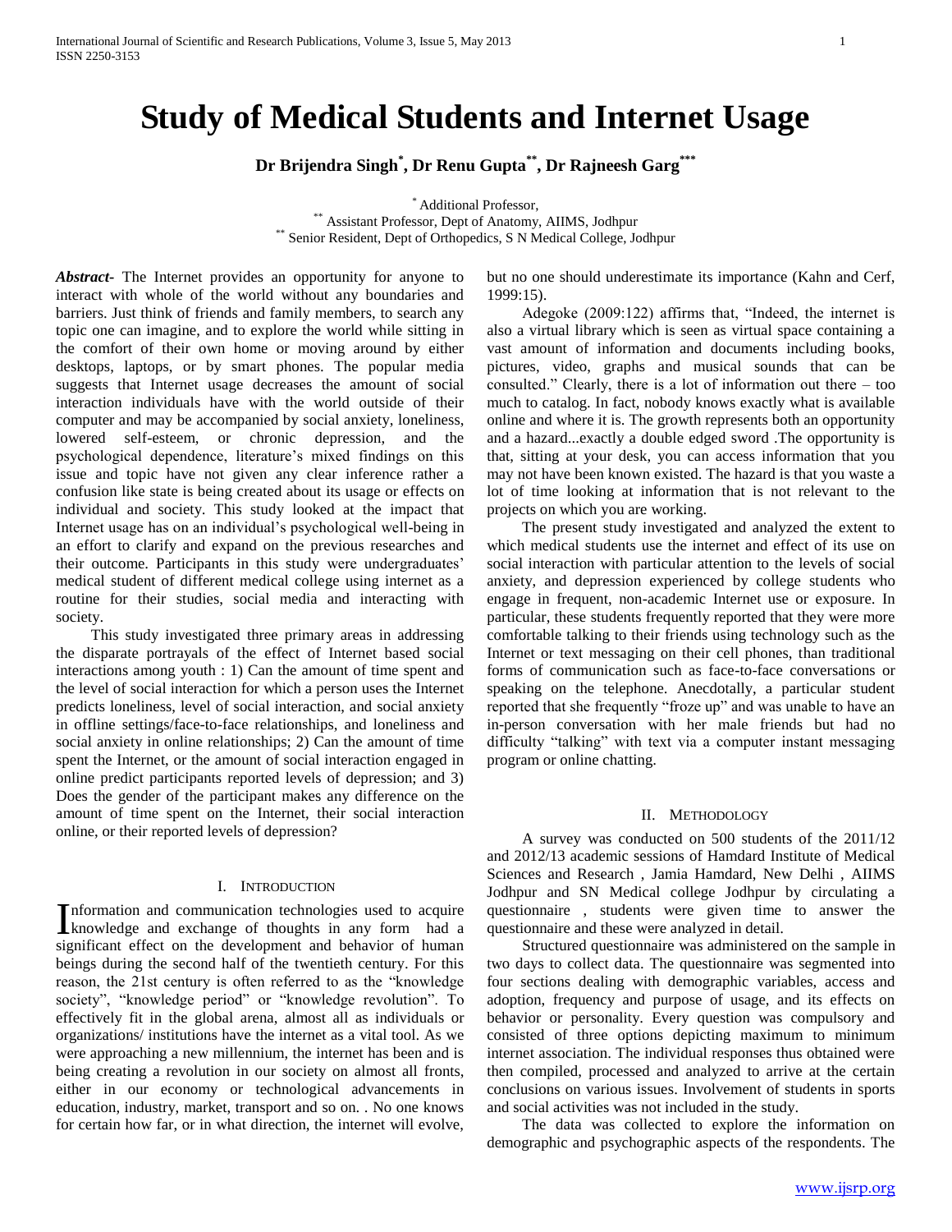# Study of Medical Students and Internet Usage

**Dr Brijendra Singh[*], Dr Renu Gupta[**], Dr Rajneesh Garg[***]**

[*] Additional Professor,
[**] Assistant Professor, Dept of Anatomy, AIIMS, Jodhpur
[**] Senior Resident, Dept of Orthopedics, S N Medical College, Jodhpur

***Abstract-*** The Internet provides an opportunity for anyone to interact with whole of the world without any boundaries and barriers. Just think of friends and family members, to search any topic one can imagine, and to explore the world while sitting in the comfort of their own home or moving around by either desktops, laptops, or by smart phones. The popular media suggests that Internet usage decreases the amount of social interaction individuals have with the world outside of their computer and may be accompanied by social anxiety, loneliness, lowered self-esteem, or chronic depression, and the psychological dependence, literature's mixed findings on this issue and topic have not given any clear inference rather a confusion like state is being created about its usage or effects on individual and society. This study looked at the impact that Internet usage has on an individual's psychological well-being in an effort to clarify and expand on the previous researches and their outcome. Participants in this study were undergraduates' medical student of different medical college using internet as a routine for their studies, social media and interacting with society.

This study investigated three primary areas in addressing the disparate portrayals of the effect of Internet based social interactions among youth : 1) Can the amount of time spent and the level of social interaction for which a person uses the Internet predicts loneliness, level of social interaction, and social anxiety in offline settings/face-to-face relationships, and loneliness and social anxiety in online relationships; 2) Can the amount of time spent the Internet, or the amount of social interaction engaged in online predict participants reported levels of depression; and 3) Does the gender of the participant makes any difference on the amount of time spent on the Internet, their social interaction online, or their reported levels of depression?

## I. Introduction

Information and communication technologies used to acquire knowledge and exchange of thoughts in any form had a significant effect on the development and behavior of human beings during the second half of the twentieth century. For this reason, the 21st century is often referred to as the "knowledge society", "knowledge period" or "knowledge revolution". To effectively fit in the global arena, almost all as individuals or organizations/ institutions have the internet as a vital tool. As we were approaching a new millennium, the internet has been and is being creating a revolution in our society on almost all fronts, either in our economy or technological advancements in education, industry, market, transport and so on. . No one knows for certain how far, or in what direction, the internet will evolve, but no one should underestimate its importance (Kahn and Cerf, 1999:15).

Adegoke (2009:122) affirms that, "Indeed, the internet is also a virtual library which is seen as virtual space containing a vast amount of information and documents including books, pictures, video, graphs and musical sounds that can be consulted." Clearly, there is a lot of information out there – too much to catalog. In fact, nobody knows exactly what is available online and where it is. The growth represents both an opportunity and a hazard...exactly a double edged sword .The opportunity is that, sitting at your desk, you can access information that you may not have been known existed. The hazard is that you waste a lot of time looking at information that is not relevant to the projects on which you are working.

The present study investigated and analyzed the extent to which medical students use the internet and effect of its use on social interaction with particular attention to the levels of social anxiety, and depression experienced by college students who engage in frequent, non-academic Internet use or exposure. In particular, these students frequently reported that they were more comfortable talking to their friends using technology such as the Internet or text messaging on their cell phones, than traditional forms of communication such as face-to-face conversations or speaking on the telephone. Anecdotally, a particular student reported that she frequently "froze up" and was unable to have an in-person conversation with her male friends but had no difficulty "talking" with text via a computer instant messaging program or online chatting.

## II. Methodology

A survey was conducted on 500 students of the 2011/12 and 2012/13 academic sessions of Hamdard Institute of Medical Sciences and Research , Jamia Hamdard, New Delhi , AIIMS Jodhpur and SN Medical college Jodhpur by circulating a questionnaire , students were given time to answer the questionnaire and these were analyzed in detail.

Structured questionnaire was administered on the sample in two days to collect data. The questionnaire was segmented into four sections dealing with demographic variables, access and adoption, frequency and purpose of usage, and its effects on behavior or personality. Every question was compulsory and consisted of three options depicting maximum to minimum internet association. The individual responses thus obtained were then compiled, processed and analyzed to arrive at the certain conclusions on various issues. Involvement of students in sports and social activities was not included in the study.

The data was collected to explore the information on demographic and psychographic aspects of the respondents. The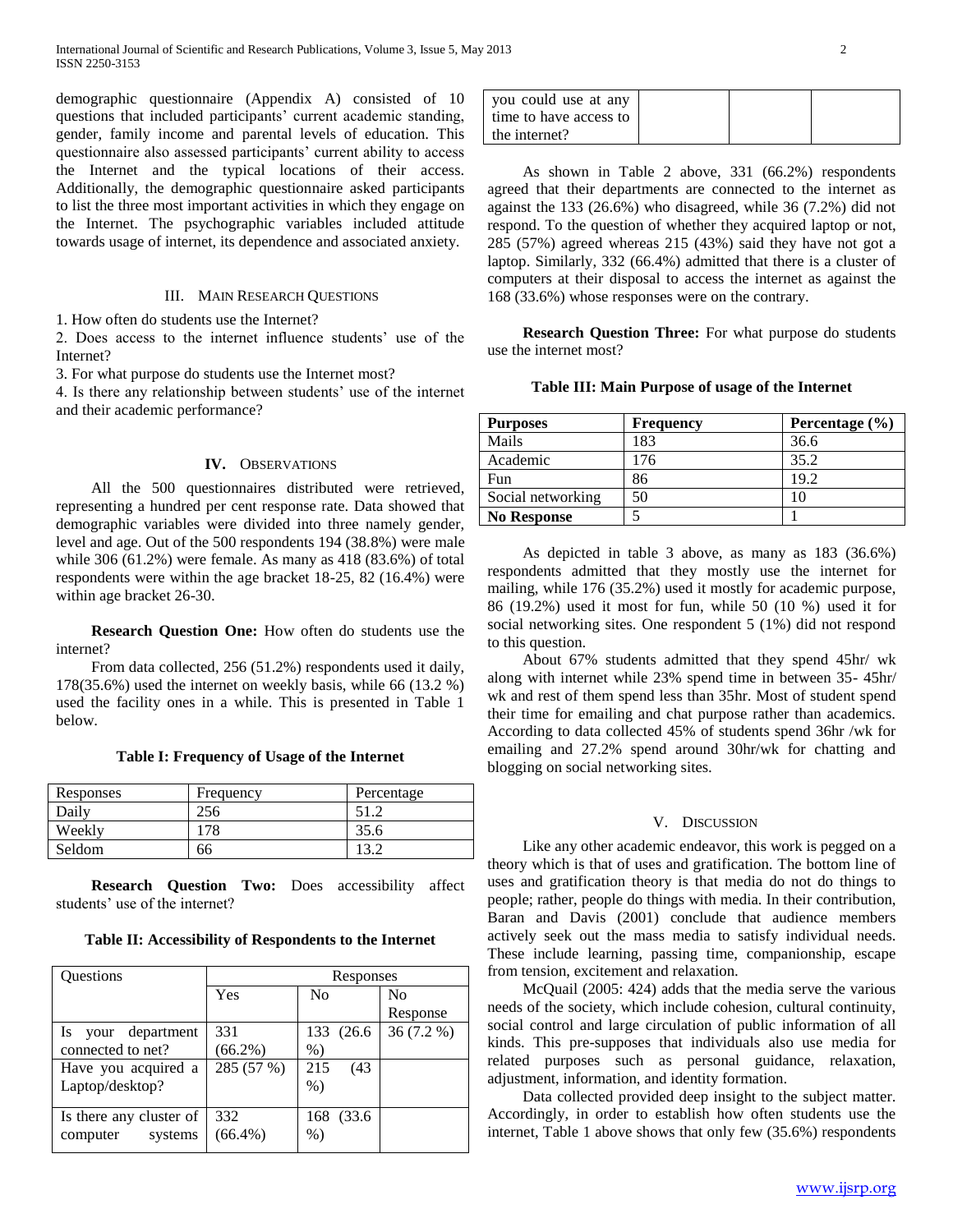demographic questionnaire (Appendix A) consisted of 10 questions that included participants' current academic standing, gender, family income and parental levels of education. This questionnaire also assessed participants' current ability to access the Internet and the typical locations of their access. Additionally, the demographic questionnaire asked participants to list the three most important activities in which they engage on the Internet. The psychographic variables included attitude towards usage of internet, its dependence and associated anxiety.

## III. Main Research Questions

1. How often do students use the Internet?
2. Does access to the internet influence students' use of the Internet?
3. For what purpose do students use the Internet most?
4. Is there any relationship between students' use of the internet and their academic performance?

## IV. Observations

All the 500 questionnaires distributed were retrieved, representing a hundred per cent response rate. Data showed that demographic variables were divided into three namely gender, level and age. Out of the 500 respondents 194 (38.8%) were male while 306 (61.2%) were female. As many as 418 (83.6%) of total respondents were within the age bracket 18-25, 82 (16.4%) were within age bracket 26-30.

**Research Question One:** How often do students use the internet?

From data collected, 256 (51.2%) respondents used it daily, 178(35.6%) used the internet on weekly basis, while 66 (13.2 %) used the facility ones in a while. This is presented in Table 1 below.

**Table I: Frequency of Usage of the Internet**

| Responses | Frequency | Percentage |
|---|---|---|
| Daily | 256 | 51.2 |
| Weekly | 178 | 35.6 |
| Seldom | 66 | 13.2 |

**Research Question Two:** Does accessibility affect students' use of the internet?

**Table II: Accessibility of Respondents to the Internet**

| Questions | Responses | | |
|---|---|---|---|
| | Yes | No | No Response |
| Is your department connected to net? | 331 (66.2%) | 133 (26.6 %) | 36 (7.2 %) |
| Have you acquired a Laptop/desktop? | 285 (57 %) | 215 (43 %) | |
| Is there any cluster of computer systems you could use at any time to have access to the internet? | 332 (66.4%) | 168 (33.6 %) | |

As shown in Table 2 above, 331 (66.2%) respondents agreed that their departments are connected to the internet as against the 133 (26.6%) who disagreed, while 36 (7.2%) did not respond. To the question of whether they acquired laptop or not, 285 (57%) agreed whereas 215 (43%) said they have not got a laptop. Similarly, 332 (66.4%) admitted that there is a cluster of computers at their disposal to access the internet as against the 168 (33.6%) whose responses were on the contrary.

**Research Question Three:** For what purpose do students use the internet most?

**Table III: Main Purpose of usage of the Internet**

| Purposes | Frequency | Percentage (%) |
|---|---|---|
| Mails | 183 | 36.6 |
| Academic | 176 | 35.2 |
| Fun | 86 | 19.2 |
| Social networking | 50 | 10 |
| **No Response** | 5 | 1 |

As depicted in table 3 above, as many as 183 (36.6%) respondents admitted that they mostly use the internet for mailing, while 176 (35.2%) used it mostly for academic purpose, 86 (19.2%) used it most for fun, while 50 (10 %) used it for social networking sites. One respondent 5 (1%) did not respond to this question.

About 67% students admitted that they spend 45hr/ wk along with internet while 23% spend time in between 35- 45hr/ wk and rest of them spend less than 35hr. Most of student spend their time for emailing and chat purpose rather than academics. According to data collected 45% of students spend 36hr /wk for emailing and 27.2% spend around 30hr/wk for chatting and blogging on social networking sites.

## V. Discussion

Like any other academic endeavor, this work is pegged on a theory which is that of uses and gratification. The bottom line of uses and gratification theory is that media do not do things to people; rather, people do things with media. In their contribution, Baran and Davis (2001) conclude that audience members actively seek out the mass media to satisfy individual needs. These include learning, passing time, companionship, escape from tension, excitement and relaxation.

McQuail (2005: 424) adds that the media serve the various needs of the society, which include cohesion, cultural continuity, social control and large circulation of public information of all kinds. This pre-supposes that individuals also use media for related purposes such as personal guidance, relaxation, adjustment, information, and identity formation.

Data collected provided deep insight to the subject matter. Accordingly, in order to establish how often students use the internet, Table 1 above shows that only few (35.6%) respondents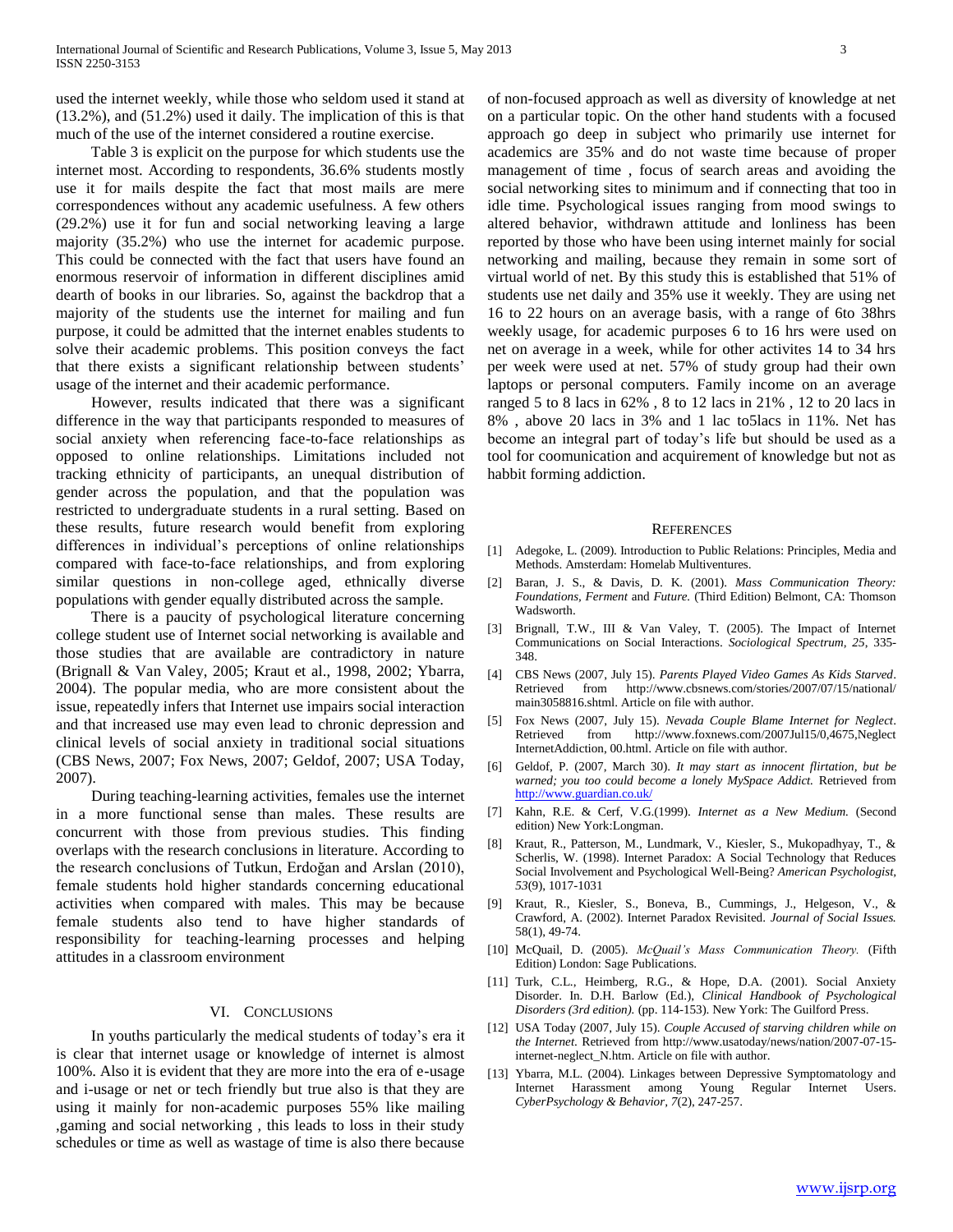used the internet weekly, while those who seldom used it stand at (13.2%), and (51.2%) used it daily. The implication of this is that much of the use of the internet considered a routine exercise.

Table 3 is explicit on the purpose for which students use the internet most. According to respondents, 36.6% students mostly use it for mails despite the fact that most mails are mere correspondences without any academic usefulness. A few others (29.2%) use it for fun and social networking leaving a large majority (35.2%) who use the internet for academic purpose. This could be connected with the fact that users have found an enormous reservoir of information in different disciplines amid dearth of books in our libraries. So, against the backdrop that a majority of the students use the internet for mailing and fun purpose, it could be admitted that the internet enables students to solve their academic problems. This position conveys the fact that there exists a significant relationship between students' usage of the internet and their academic performance.

However, results indicated that there was a significant difference in the way that participants responded to measures of social anxiety when referencing face-to-face relationships as opposed to online relationships. Limitations included not tracking ethnicity of participants, an unequal distribution of gender across the population, and that the population was restricted to undergraduate students in a rural setting. Based on these results, future research would benefit from exploring differences in individual's perceptions of online relationships compared with face-to-face relationships, and from exploring similar questions in non-college aged, ethnically diverse populations with gender equally distributed across the sample.

There is a paucity of psychological literature concerning college student use of Internet social networking is available and those studies that are available are contradictory in nature (Brignall & Van Valey, 2005; Kraut et al., 1998, 2002; Ybarra, 2004). The popular media, who are more consistent about the issue, repeatedly infers that Internet use impairs social interaction and that increased use may even lead to chronic depression and clinical levels of social anxiety in traditional social situations (CBS News, 2007; Fox News, 2007; Geldof, 2007; USA Today, 2007).

During teaching-learning activities, females use the internet in a more functional sense than males. These results are concurrent with those from previous studies. This finding overlaps with the research conclusions in literature. According to the research conclusions of Tutkun, Erdoğan and Arslan (2010), female students hold higher standards concerning educational activities when compared with males. This may be because female students also tend to have higher standards of responsibility for teaching-learning processes and helping attitudes in a classroom environment

## VI. Conclusions

In youths particularly the medical students of today's era it is clear that internet usage or knowledge of internet is almost 100%. Also it is evident that they are more into the era of e-usage and i-usage or net or tech friendly but true also is that they are using it mainly for non-academic purposes 55% like mailing ,gaming and social networking , this leads to loss in their study schedules or time as well as wastage of time is also there because of non-focused approach as well as diversity of knowledge at net on a particular topic. On the other hand students with a focused approach go deep in subject who primarily use internet for academics are 35% and do not waste time because of proper management of time , focus of search areas and avoiding the social networking sites to minimum and if connecting that too in idle time. Psychological issues ranging from mood swings to altered behavior, withdrawn attitude and lonliness has been reported by those who have been using internet mainly for social networking and mailing, because they remain in some sort of virtual world of net. By this study this is established that 51% of students use net daily and 35% use it weekly. They are using net 16 to 22 hours on an average basis, with a range of 6to 38hrs weekly usage, for academic purposes 6 to 16 hrs were used on net on average in a week, while for other activites 14 to 34 hrs per week were used at net. 57% of study group had their own laptops or personal computers. Family income on an average ranged 5 to 8 lacs in 62% , 8 to 12 lacs in 21% , 12 to 20 lacs in 8% , above 20 lacs in 3% and 1 lac to5lacs in 11%. Net has become an integral part of today's life but should be used as a tool for coomunication and acquirement of knowledge but not as habbit forming addiction.

## References

[1] Adegoke, L. (2009). Introduction to Public Relations: Principles, Media and Methods. Amsterdam: Homelab Multiventures.

[2] Baran, J. S., & Davis, D. K. (2001). *Mass Communication Theory: Foundations, Ferment* and *Future.* (Third Edition) Belmont, CA: Thomson Wadsworth.

[3] Brignall, T.W., III & Van Valey, T. (2005). The Impact of Internet Communications on Social Interactions. *Sociological Spectrum, 25,* 335-348.

[4] CBS News (2007, July 15). *Parents Played Video Games As Kids Starved*. Retrieved from http://www.cbsnews.com/stories/2007/07/15/national/main3058816.shtml. Article on file with author.

[5] Fox News (2007, July 15). *Nevada Couple Blame Internet for Neglect*. Retrieved from http://www.foxnews.com/2007Jul15/0,4675,Neglect InternetAddiction, 00.html. Article on file with author.

[6] Geldof, P. (2007, March 30). *It may start as innocent flirtation, but be warned; you too could become a lonely MySpace Addict.* Retrieved from http://www.guardian.co.uk/

[7] Kahn, R.E. & Cerf, V.G.(1999). *Internet as a New Medium.* (Second edition) New York:Longman.

[8] Kraut, R., Patterson, M., Lundmark, V., Kiesler, S., Mukopadhyay, T., & Scherlis, W. (1998). Internet Paradox: A Social Technology that Reduces Social Involvement and Psychological Well-Being? *American Psychologist, 53*(9), 1017-1031

[9] Kraut, R., Kiesler, S., Boneva, B., Cummings, J., Helgeson, V., & Crawford, A. (2002). Internet Paradox Revisited. *Journal of Social Issues.* 58(1), 49-74.

[10] McQuail, D. (2005). *McQuail's Mass Communication Theory.* (Fifth Edition) London: Sage Publications.

[11] Turk, C.L., Heimberg, R.G., & Hope, D.A. (2001). Social Anxiety Disorder. In. D.H. Barlow (Ed.), *Clinical Handbook of Psychological Disorders (3rd edition).* (pp. 114-153). New York: The Guilford Press.

[12] USA Today (2007, July 15). *Couple Accused of starving children while on the Internet.* Retrieved from http://www.usatoday/news/nation/2007-07-15-internet-neglect_N.htm. Article on file with author.

[13] Ybarra, M.L. (2004). Linkages between Depressive Symptomatology and Internet Harassment among Young Regular Internet Users. *CyberPsychology & Behavior, 7*(2), 247-257.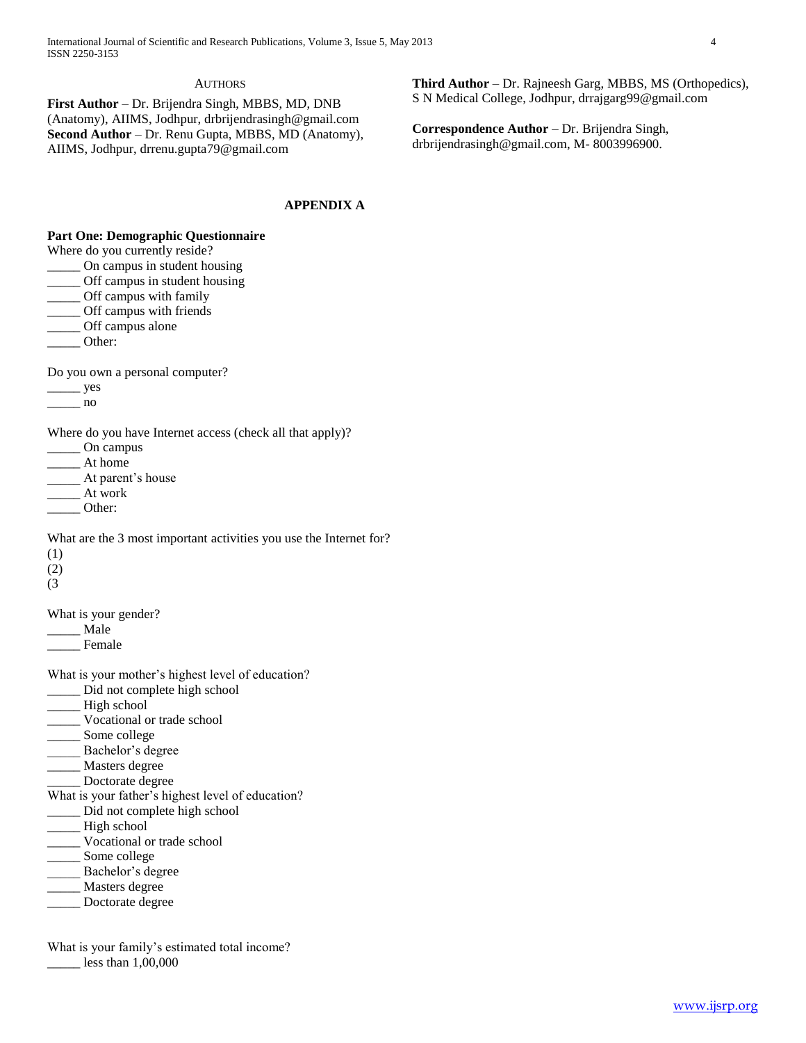AUTHORS

**First Author** – Dr. Brijendra Singh, MBBS, MD, DNB (Anatomy), AIIMS, Jodhpur, drbrijendrasingh@gmail.com

**Second Author** – Dr. Renu Gupta, MBBS, MD (Anatomy), AIIMS, Jodhpur, drrenu.gupta79@gmail.com

**Third Author** – Dr. Rajneesh Garg, MBBS, MS (Orthopedics), S N Medical College, Jodhpur, drrajgarg99@gmail.com

**Correspondence Author** – Dr. Brijendra Singh, drbrijendrasingh@gmail.com, M- 8003996900.

## APPENDIX A

**Part One: Demographic Questionnaire**

Where do you currently reside?

_____ On campus in student housing
_____ Off campus in student housing
_____ Off campus with family
_____ Off campus with friends
_____ Off campus alone
_____ Other:

Do you own a personal computer?

_____ yes
_____ no

Where do you have Internet access (check all that apply)?

_____ On campus
_____ At home
_____ At parent's house
_____ At work
_____ Other:

What are the 3 most important activities you use the Internet for?

(1)
(2)
(3

What is your gender?

_____ Male
_____ Female

What is your mother's highest level of education?

_____ Did not complete high school
_____ High school
_____ Vocational or trade school
_____ Some college
_____ Bachelor's degree
_____ Masters degree
_____ Doctorate degree

What is your father's highest level of education?

_____ Did not complete high school
_____ High school
_____ Vocational or trade school
_____ Some college
_____ Bachelor's degree
_____ Masters degree
_____ Doctorate degree

What is your family's estimated total income?

_____ less than 1,00,000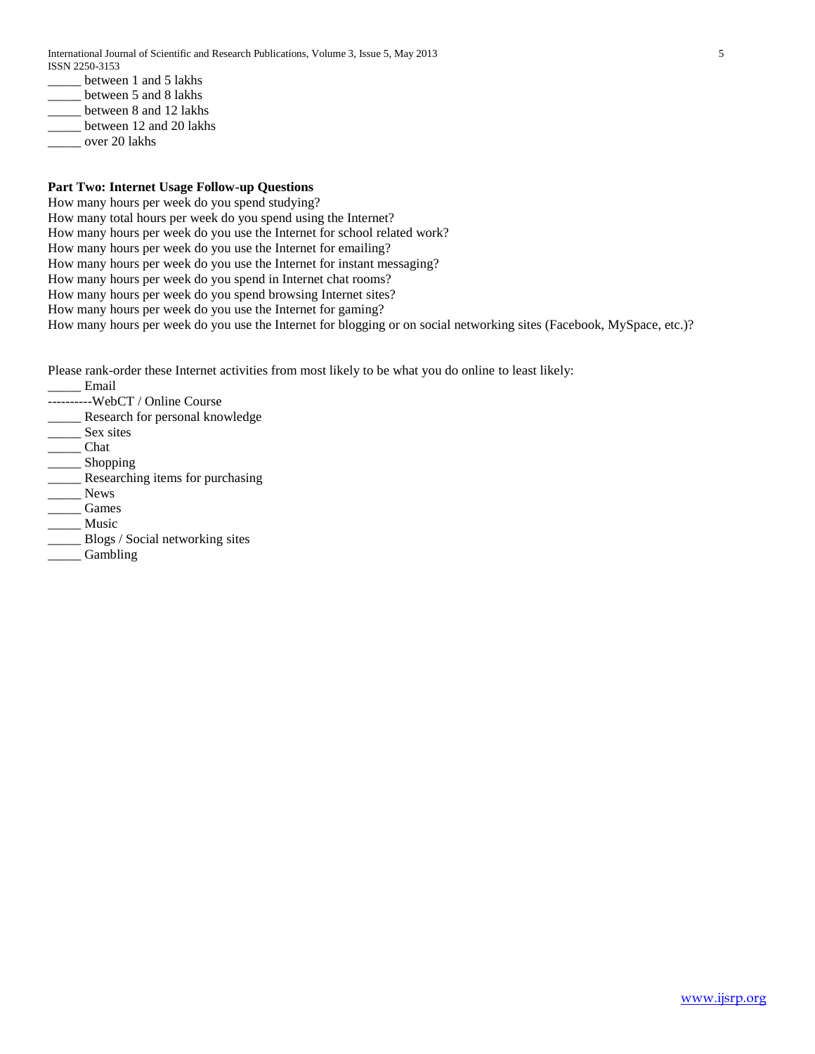_____ between 1 and 5 lakhs
_____ between 5 and 8 lakhs
_____ between 8 and 12 lakhs
_____ between 12 and 20 lakhs
_____ over 20 lakhs

**Part Two: Internet Usage Follow-up Questions**

How many hours per week do you spend studying?
How many total hours per week do you spend using the Internet?
How many hours per week do you use the Internet for school related work?
How many hours per week do you use the Internet for emailing?
How many hours per week do you use the Internet for instant messaging?
How many hours per week do you spend in Internet chat rooms?
How many hours per week do you spend browsing Internet sites?
How many hours per week do you use the Internet for gaming?
How many hours per week do you use the Internet for blogging or on social networking sites (Facebook, MySpace, etc.)?

Please rank-order these Internet activities from most likely to be what you do online to least likely:

_____ Email
----------WebCT / Online Course
_____ Research for personal knowledge
_____ Sex sites
_____ Chat
_____ Shopping
_____ Researching items for purchasing
_____ News
_____ Games
_____ Music
_____ Blogs / Social networking sites
_____ Gambling